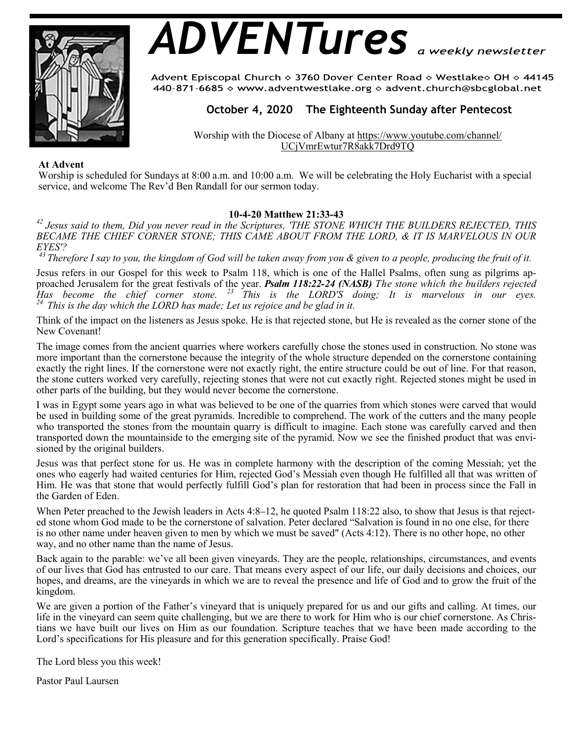# ADVENTures *a weekly newsletter*

Advent Episcopal Church ◇ 3760 Dover Center Road ◇ Westlake◇ OH ◇ 44145
440-871-6685 ◇ www.adventwestlake.org ◇ advent.church@sbcglobal.net

## October 4, 2020 The Eighteenth Sunday after Pentecost

Worship with the Diocese of Albany at https://www.youtube.com/channel/UCjVmrEwtur7R8akk7Drd9TQ

**At Advent**

Worship is scheduled for Sundays at 8:00 a.m. and 10:00 a.m. We will be celebrating the Holy Eucharist with a special service, and welcome The Rev'd Ben Randall for our sermon today.

**10-4-20 Matthew 21:33-43**

*[42] Jesus said to them, Did you never read in the Scriptures, 'THE STONE WHICH THE BUILDERS REJECTED, THIS BECAME THE CHIEF CORNER STONE; THIS CAME ABOUT FROM THE LORD, & IT IS MARVELOUS IN OUR EYES'?*

*[43] Therefore I say to you, the kingdom of God will be taken away from you & given to a people, producing the fruit of it.*

Jesus refers in our Gospel for this week to Psalm 118, which is one of the Hallel Psalms, often sung as pilgrims approached Jerusalem for the great festivals of the year. ***Psalm 118:22-24 (NASB)*** *The stone which the builders rejected Has become the chief corner stone. [23] This is the LORD'S doing; It is marvelous in our eyes. [24] This is the day which the LORD has made; Let us rejoice and be glad in it.*

Think of the impact on the listeners as Jesus spoke. He is that rejected stone, but He is revealed as the corner stone of the New Covenant!

The image comes from the ancient quarries where workers carefully chose the stones used in construction. No stone was more important than the cornerstone because the integrity of the whole structure depended on the cornerstone containing exactly the right lines. If the cornerstone were not exactly right, the entire structure could be out of line. For that reason, the stone cutters worked very carefully, rejecting stones that were not cut exactly right. Rejected stones might be used in other parts of the building, but they would never become the cornerstone.

I was in Egypt some years ago in what was believed to be one of the quarries from which stones were carved that would be used in building some of the great pyramids. Incredible to comprehend. The work of the cutters and the many people who transported the stones from the mountain quarry is difficult to imagine. Each stone was carefully carved and then transported down the mountainside to the emerging site of the pyramid. Now we see the finished product that was envisioned by the original builders.

Jesus was that perfect stone for us. He was in complete harmony with the description of the coming Messiah; yet the ones who eagerly had waited centuries for Him, rejected God's Messiah even though He fulfilled all that was written of Him. He was that stone that would perfectly fulfill God's plan for restoration that had been in process since the Fall in the Garden of Eden.

When Peter preached to the Jewish leaders in Acts 4:8–12, he quoted Psalm 118:22 also, to show that Jesus is that rejected stone whom God made to be the cornerstone of salvation. Peter declared "Salvation is found in no one else, for there is no other name under heaven given to men by which we must be saved" (Acts 4:12). There is no other hope, no other way, and no other name than the name of Jesus.

Back again to the parable: we've all been given vineyards. They are the people, relationships, circumstances, and events of our lives that God has entrusted to our care. That means every aspect of our life, our daily decisions and choices, our hopes, and dreams, are the vineyards in which we are to reveal the presence and life of God and to grow the fruit of the kingdom.

We are given a portion of the Father's vineyard that is uniquely prepared for us and our gifts and calling. At times, our life in the vineyard can seem quite challenging, but we are there to work for Him who is our chief cornerstone. As Christians we have built our lives on Him as our foundation. Scripture teaches that we have been made according to the Lord's specifications for His pleasure and for this generation specifically. Praise God!

The Lord bless you this week!

Pastor Paul Laursen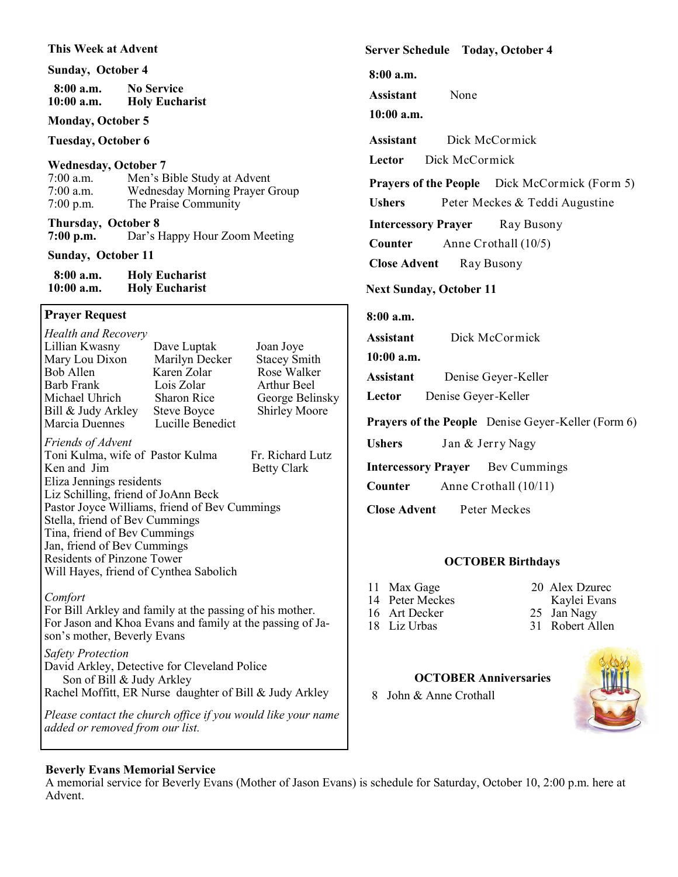## This Week at Advent

**Sunday, October 4**

**8:00 a.m.** **No Service**
**10:00 a.m.** **Holy Eucharist**

**Monday, October 5**

**Tuesday, October 6**

**Wednesday, October 7**
7:00 a.m. Men's Bible Study at Advent
7:00 a.m. Wednesday Morning Prayer Group
7:00 p.m. The Praise Community

**Thursday, October 8**
**7:00 p.m.** Dar's Happy Hour Zoom Meeting

**Sunday, October 11**

**8:00 a.m.** **Holy Eucharist**
**10:00 a.m.** **Holy Eucharist**

## Prayer Request

*Health and Recovery*

| | | |
|---|---|---|
| Lillian Kwasny | Dave Luptak | Joan Joye |
| Mary Lou Dixon | Marilyn Decker | Stacey Smith |
| Bob Allen | Karen Zolar | Rose Walker |
| Barb Frank | Lois Zolar | Arthur Beel |
| Michael Uhrich | Sharon Rice | George Belinsky |
| Bill & Judy Arkley | Steve Boyce | Shirley Moore |
| Marcia Duennes | Lucille Benedict | |

*Friends of Advent*
Toni Kulma, wife of Pastor Kulma
Fr. Richard Lutz
Ken and Jim
Betty Clark
Eliza Jennings residents
Liz Schilling, friend of JoAnn Beck
Pastor Joyce Williams, friend of Bev Cummings
Stella, friend of Bev Cummings
Tina, friend of Bev Cummings
Jan, friend of Bev Cummings
Residents of Pinzone Tower
Will Hayes, friend of Cynthea Sabolich

*Comfort*
For Bill Arkley and family at the passing of his mother.
For Jason and Khoa Evans and family at the passing of Jason's mother, Beverly Evans

*Safety Protection*
David Arkley, Detective for Cleveland Police
Son of Bill & Judy Arkley
Rachel Moffitt, ER Nurse daughter of Bill & Judy Arkley

*Please contact the church office if you would like your name added or removed from our list.*

## Server Schedule Today, October 4

**8:00 a.m.**

**Assistant** None

**10:00 a.m.**

**Assistant** Dick McCormick

**Lector** Dick McCormick

**Prayers of the People** Dick McCormick (Form 5)

**Ushers** Peter Meckes & Teddi Augustine

**Intercessory Prayer** Ray Busony

**Counter** Anne Crothall (10/5)

**Close Advent** Ray Busony

**Next Sunday, October 11**

**8:00 a.m.**

**Assistant** Dick McCormick

**10:00 a.m.**

**Assistant** Denise Geyer-Keller

**Lector** Denise Geyer-Keller

**Prayers of the People** Denise Geyer-Keller (Form 6)

**Ushers** Jan & Jerry Nagy

**Intercessory Prayer** Bev Cummings

**Counter** Anne Crothall (10/11)

**Close Advent** Peter Meckes

### OCTOBER Birthdays

11 Max Gage
14 Peter Meckes
16 Art Decker
18 Liz Urbas
20 Alex Dzurec
Kaylei Evans
25 Jan Nagy
31 Robert Allen

### OCTOBER Anniversaries

8 John & Anne Crothall

## Beverly Evans Memorial Service

A memorial service for Beverly Evans (Mother of Jason Evans) is schedule for Saturday, October 10, 2:00 p.m. here at Advent.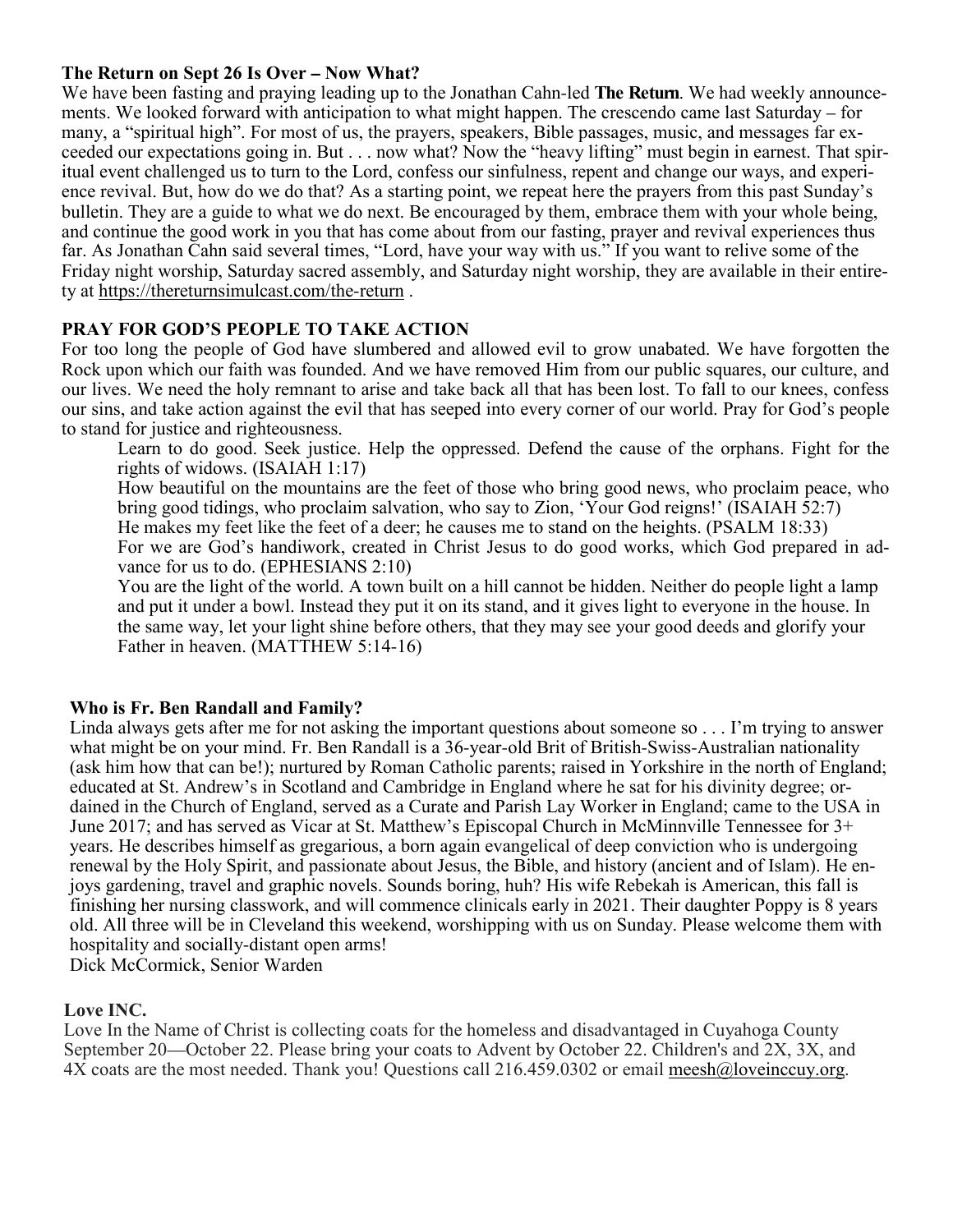**The Return on Sept 26 Is Over – Now What?**

We have been fasting and praying leading up to the Jonathan Cahn-led **The Return**. We had weekly announcements. We looked forward with anticipation to what might happen. The crescendo came last Saturday – for many, a "spiritual high". For most of us, the prayers, speakers, Bible passages, music, and messages far exceeded our expectations going in. But . . . now what? Now the "heavy lifting" must begin in earnest. That spiritual event challenged us to turn to the Lord, confess our sinfulness, repent and change our ways, and experience revival. But, how do we do that? As a starting point, we repeat here the prayers from this past Sunday's bulletin. They are a guide to what we do next. Be encouraged by them, embrace them with your whole being, and continue the good work in you that has come about from our fasting, prayer and revival experiences thus far. As Jonathan Cahn said several times, "Lord, have your way with us." If you want to relive some of the Friday night worship, Saturday sacred assembly, and Saturday night worship, they are available in their entirety at https://thereturnsimulcast.com/the-return .

**PRAY FOR GOD'S PEOPLE TO TAKE ACTION**

For too long the people of God have slumbered and allowed evil to grow unabated. We have forgotten the Rock upon which our faith was founded. And we have removed Him from our public squares, our culture, and our lives. We need the holy remnant to arise and take back all that has been lost. To fall to our knees, confess our sins, and take action against the evil that has seeped into every corner of our world. Pray for God's people to stand for justice and righteousness.

Learn to do good. Seek justice. Help the oppressed. Defend the cause of the orphans. Fight for the rights of widows. (ISAIAH 1:17)

How beautiful on the mountains are the feet of those who bring good news, who proclaim peace, who bring good tidings, who proclaim salvation, who say to Zion, 'Your God reigns!' (ISAIAH 52:7)

He makes my feet like the feet of a deer; he causes me to stand on the heights. (PSALM 18:33)

For we are God's handiwork, created in Christ Jesus to do good works, which God prepared in advance for us to do. (EPHESIANS 2:10)

You are the light of the world. A town built on a hill cannot be hidden. Neither do people light a lamp and put it under a bowl. Instead they put it on its stand, and it gives light to everyone in the house. In the same way, let your light shine before others, that they may see your good deeds and glorify your Father in heaven. (MATTHEW 5:14-16)

**Who is Fr. Ben Randall and Family?**

Linda always gets after me for not asking the important questions about someone so . . . I'm trying to answer what might be on your mind. Fr. Ben Randall is a 36-year-old Brit of British-Swiss-Australian nationality (ask him how that can be!); nurtured by Roman Catholic parents; raised in Yorkshire in the north of England; educated at St. Andrew's in Scotland and Cambridge in England where he sat for his divinity degree; ordained in the Church of England, served as a Curate and Parish Lay Worker in England; came to the USA in June 2017; and has served as Vicar at St. Matthew's Episcopal Church in McMinnville Tennessee for 3+ years. He describes himself as gregarious, a born again evangelical of deep conviction who is undergoing renewal by the Holy Spirit, and passionate about Jesus, the Bible, and history (ancient and of Islam). He enjoys gardening, travel and graphic novels. Sounds boring, huh? His wife Rebekah is American, this fall is finishing her nursing classwork, and will commence clinicals early in 2021. Their daughter Poppy is 8 years old. All three will be in Cleveland this weekend, worshipping with us on Sunday. Please welcome them with hospitality and socially-distant open arms!

Dick McCormick, Senior Warden

**Love INC.**

Love In the Name of Christ is collecting coats for the homeless and disadvantaged in Cuyahoga County September 20—October 22. Please bring your coats to Advent by October 22. Children's and 2X, 3X, and 4X coats are the most needed. Thank you! Questions call 216.459.0302 or email meesh@loveinccuy.org.